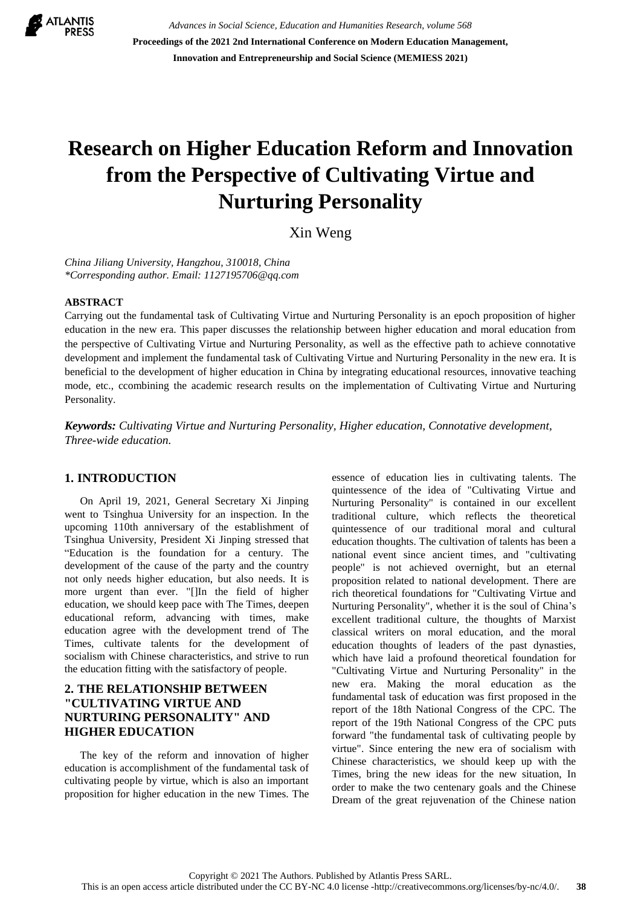# Research on Higher Education Reform and Innovation from the Perspective of Cultivating Virtue and Nurturing Personality

Xin Weng

*China Jiliang University, Hangzhou, 310018, China*
*\*Corresponding author. Email: 1127195706@qq.com*

**ABSTRACT**

Carrying out the fundamental task of Cultivating Virtue and Nurturing Personality is an epoch proposition of higher education in the new era. This paper discusses the relationship between higher education and moral education from the perspective of Cultivating Virtue and Nurturing Personality, as well as the effective path to achieve connotative development and implement the fundamental task of Cultivating Virtue and Nurturing Personality in the new era. It is beneficial to the development of higher education in China by integrating educational resources, innovative teaching mode, etc., ccombining the academic research results on the implementation of Cultivating Virtue and Nurturing Personality.

***Keywords:*** *Cultivating Virtue and Nurturing Personality, Higher education, Connotative development, Three-wide education.*

## 1. INTRODUCTION

On April 19, 2021, General Secretary Xi Jinping went to Tsinghua University for an inspection. In the upcoming 110th anniversary of the establishment of Tsinghua University, President Xi Jinping stressed that "Education is the foundation for a century. The development of the cause of the party and the country not only needs higher education, but also needs. It is more urgent than ever. "[]In the field of higher education, we should keep pace with The Times, deepen educational reform, advancing with times, make education agree with the development trend of The Times, cultivate talents for the development of socialism with Chinese characteristics, and strive to run the education fitting with the satisfactory of people.

## 2. THE RELATIONSHIP BETWEEN "CULTIVATING VIRTUE AND NURTURING PERSONALITY" AND HIGHER EDUCATION

The key of the reform and innovation of higher education is accomplishment of the fundamental task of cultivating people by virtue, which is also an important proposition for higher education in the new Times. The essence of education lies in cultivating talents. The quintessence of the idea of "Cultivating Virtue and Nurturing Personality" is contained in our excellent traditional culture, which reflects the theoretical quintessence of our traditional moral and cultural education thoughts. The cultivation of talents has been a national event since ancient times, and "cultivating people" is not achieved overnight, but an eternal proposition related to national development. There are rich theoretical foundations for "Cultivating Virtue and Nurturing Personality", whether it is the soul of China's excellent traditional culture, the thoughts of Marxist classical writers on moral education, and the moral education thoughts of leaders of the past dynasties, which have laid a profound theoretical foundation for "Cultivating Virtue and Nurturing Personality" in the new era. Making the moral education as the fundamental task of education was first proposed in the report of the 18th National Congress of the CPC. The report of the 19th National Congress of the CPC puts forward "the fundamental task of cultivating people by virtue". Since entering the new era of socialism with Chinese characteristics, we should keep up with the Times, bring the new ideas for the new situation, In order to make the two centenary goals and the Chinese Dream of the great rejuvenation of the Chinese nation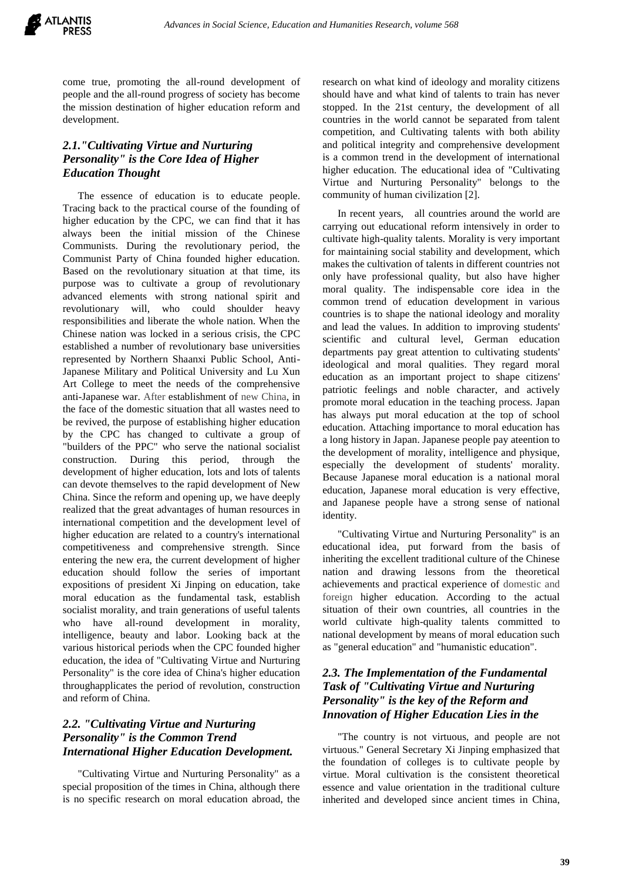come true, promoting the all-round development of people and the all-round progress of society has become the mission destination of higher education reform and development.

### 2.1."Cultivating Virtue and Nurturing Personality" is the Core Idea of Higher Education Thought

The essence of education is to educate people. Tracing back to the practical course of the founding of higher education by the CPC, we can find that it has always been the initial mission of the Chinese Communists. During the revolutionary period, the Communist Party of China founded higher education. Based on the revolutionary situation at that time, its purpose was to cultivate a group of revolutionary advanced elements with strong national spirit and revolutionary will, who could shoulder heavy responsibilities and liberate the whole nation. When the Chinese nation was locked in a serious crisis, the CPC established a number of revolutionary base universities represented by Northern Shaanxi Public School, Anti-Japanese Military and Political University and Lu Xun Art College to meet the needs of the comprehensive anti-Japanese war. After establishment of new China, in the face of the domestic situation that all wastes need to be revived, the purpose of establishing higher education by the CPC has changed to cultivate a group of "builders of the PPC" who serve the national socialist construction. During this period, through the development of higher education, lots and lots of talents can devote themselves to the rapid development of New China. Since the reform and opening up, we have deeply realized that the great advantages of human resources in international competition and the development level of higher education are related to a country's international competitiveness and comprehensive strength. Since entering the new era, the current development of higher education should follow the series of important expositions of president Xi Jinping on education, take moral education as the fundamental task, establish socialist morality, and train generations of useful talents who have all-round development in morality, intelligence, beauty and labor. Looking back at the various historical periods when the CPC founded higher education, the idea of "Cultivating Virtue and Nurturing Personality" is the core idea of China's higher education throughapplicates the period of revolution, construction and reform of China.

### 2.2. "Cultivating Virtue and Nurturing Personality" is the Common Trend International Higher Education Development.

"Cultivating Virtue and Nurturing Personality" as a special proposition of the times in China, although there is no specific research on moral education abroad, the research on what kind of ideology and morality citizens should have and what kind of talents to train has never stopped. In the 21st century, the development of all countries in the world cannot be separated from talent competition, and Cultivating talents with both ability and political integrity and comprehensive development is a common trend in the development of international higher education. The educational idea of "Cultivating Virtue and Nurturing Personality" belongs to the community of human civilization [2].

In recent years, all countries around the world are carrying out educational reform intensively in order to cultivate high-quality talents. Morality is very important for maintaining social stability and development, which makes the cultivation of talents in different countries not only have professional quality, but also have higher moral quality. The indispensable core idea in the common trend of education development in various countries is to shape the national ideology and morality and lead the values. In addition to improving students' scientific and cultural level, German education departments pay great attention to cultivating students' ideological and moral qualities. They regard moral education as an important project to shape citizens' patriotic feelings and noble character, and actively promote moral education in the teaching process. Japan has always put moral education at the top of school education. Attaching importance to moral education has a long history in Japan. Japanese people pay ateention to the development of morality, intelligence and physique, especially the development of students' morality. Because Japanese moral education is a national moral education, Japanese moral education is very effective, and Japanese people have a strong sense of national identity.

"Cultivating Virtue and Nurturing Personality" is an educational idea, put forward from the basis of inheriting the excellent traditional culture of the Chinese nation and drawing lessons from the theoretical achievements and practical experience of domestic and foreign higher education. According to the actual situation of their own countries, all countries in the world cultivate high-quality talents committed to national development by means of moral education such as "general education" and "humanistic education".

### 2.3. The Implementation of the Fundamental Task of "Cultivating Virtue and Nurturing Personality" is the key of the Reform and Innovation of Higher Education Lies in the

"The country is not virtuous, and people are not virtuous." General Secretary Xi Jinping emphasized that the foundation of colleges is to cultivate people by virtue. Moral cultivation is the consistent theoretical essence and value orientation in the traditional culture inherited and developed since ancient times in China,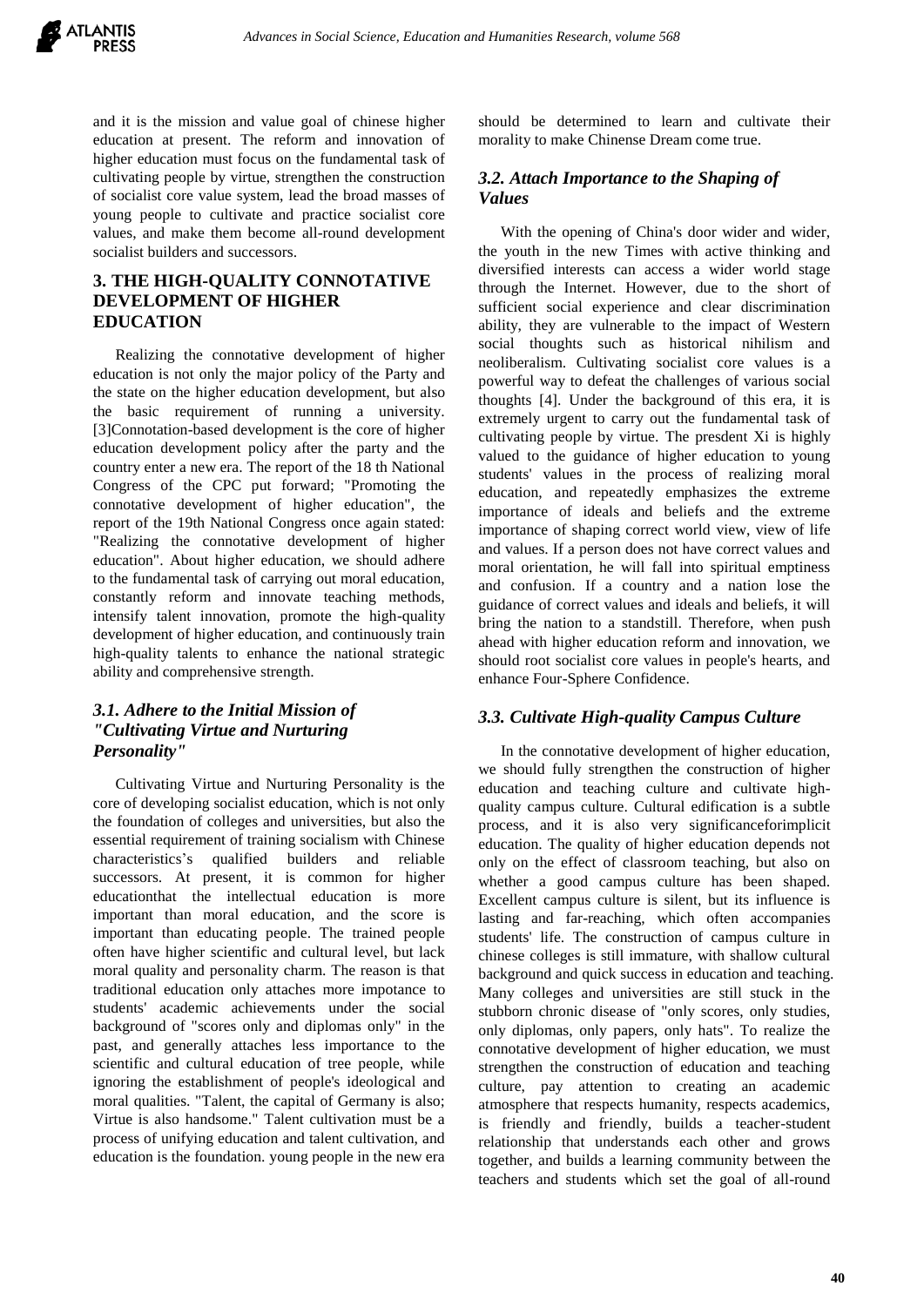and it is the mission and value goal of chinese higher education at present. The reform and innovation of higher education must focus on the fundamental task of cultivating people by virtue, strengthen the construction of socialist core value system, lead the broad masses of young people to cultivate and practice socialist core values, and make them become all-round development socialist builders and successors.

## 3. THE HIGH-QUALITY CONNOTATIVE DEVELOPMENT OF HIGHER EDUCATION

Realizing the connotative development of higher education is not only the major policy of the Party and the state on the higher education development, but also the basic requirement of running a university. [3]Connotation-based development is the core of higher education development policy after the party and the country enter a new era. The report of the 18 th National Congress of the CPC put forward; "Promoting the connotative development of higher education", the report of the 19th National Congress once again stated: "Realizing the connotative development of higher education". About higher education, we should adhere to the fundamental task of carrying out moral education, constantly reform and innovate teaching methods, intensify talent innovation, promote the high-quality development of higher education, and continuously train high-quality talents to enhance the national strategic ability and comprehensive strength.

### *3.1. Adhere to the Initial Mission of "Cultivating Virtue and Nurturing Personality"*

Cultivating Virtue and Nurturing Personality is the core of developing socialist education, which is not only the foundation of colleges and universities, but also the essential requirement of training socialism with Chinese characteristics's qualified builders and reliable successors. At present, it is common for higher educationthat the intellectual education is more important than moral education, and the score is important than educating people. The trained people often have higher scientific and cultural level, but lack moral quality and personality charm. The reason is that traditional education only attaches more impotance to students' academic achievements under the social background of "scores only and diplomas only" in the past, and generally attaches less importance to the scientific and cultural education of tree people, while ignoring the establishment of people's ideological and moral qualities. "Talent, the capital of Germany is also; Virtue is also handsome." Talent cultivation must be a process of unifying education and talent cultivation, and education is the foundation. young people in the new era should be determined to learn and cultivate their morality to make Chinese Dream come true.

### *3.2. Attach Importance to the Shaping of Values*

With the opening of China's door wider and wider, the youth in the new Times with active thinking and diversified interests can access a wider world stage through the Internet. However, due to the short of sufficient social experience and clear discrimination ability, they are vulnerable to the impact of Western social thoughts such as historical nihilism and neoliberalism. Cultivating socialist core values is a powerful way to defeat the challenges of various social thoughts [4]. Under the background of this era, it is extremely urgent to carry out the fundamental task of cultivating people by virtue. The presdent Xi is highly valued to the guidance of higher education to young students' values in the process of realizing moral education, and repeatedly emphasizes the extreme importance of ideals and beliefs and the extreme importance of shaping correct world view, view of life and values. If a person does not have correct values and moral orientation, he will fall into spiritual emptiness and confusion. If a country and a nation lose the guidance of correct values and ideals and beliefs, it will bring the nation to a standstill. Therefore, when push ahead with higher education reform and innovation, we should root socialist core values in people's hearts, and enhance Four-Sphere Confidence.

### *3.3. Cultivate High-quality Campus Culture*

In the connotative development of higher education, we should fully strengthen the construction of higher education and teaching culture and cultivate high-quality campus culture. Cultural edification is a subtle process, and it is also very significanceforimplicit education. The quality of higher education depends not only on the effect of classroom teaching, but also on whether a good campus culture has been shaped. Excellent campus culture is silent, but its influence is lasting and far-reaching, which often accompanies students' life. The construction of campus culture in chinese colleges is still immature, with shallow cultural background and quick success in education and teaching. Many colleges and universities are still stuck in the stubborn chronic disease of "only scores, only studies, only diplomas, only papers, only hats". To realize the connotative development of higher education, we must strengthen the construction of education and teaching culture, pay attention to creating an academic atmosphere that respects humanity, respects academics, is friendly and friendly, builds a teacher-student relationship that understands each other and grows together, and builds a learning community between the teachers and students which set the goal of all-round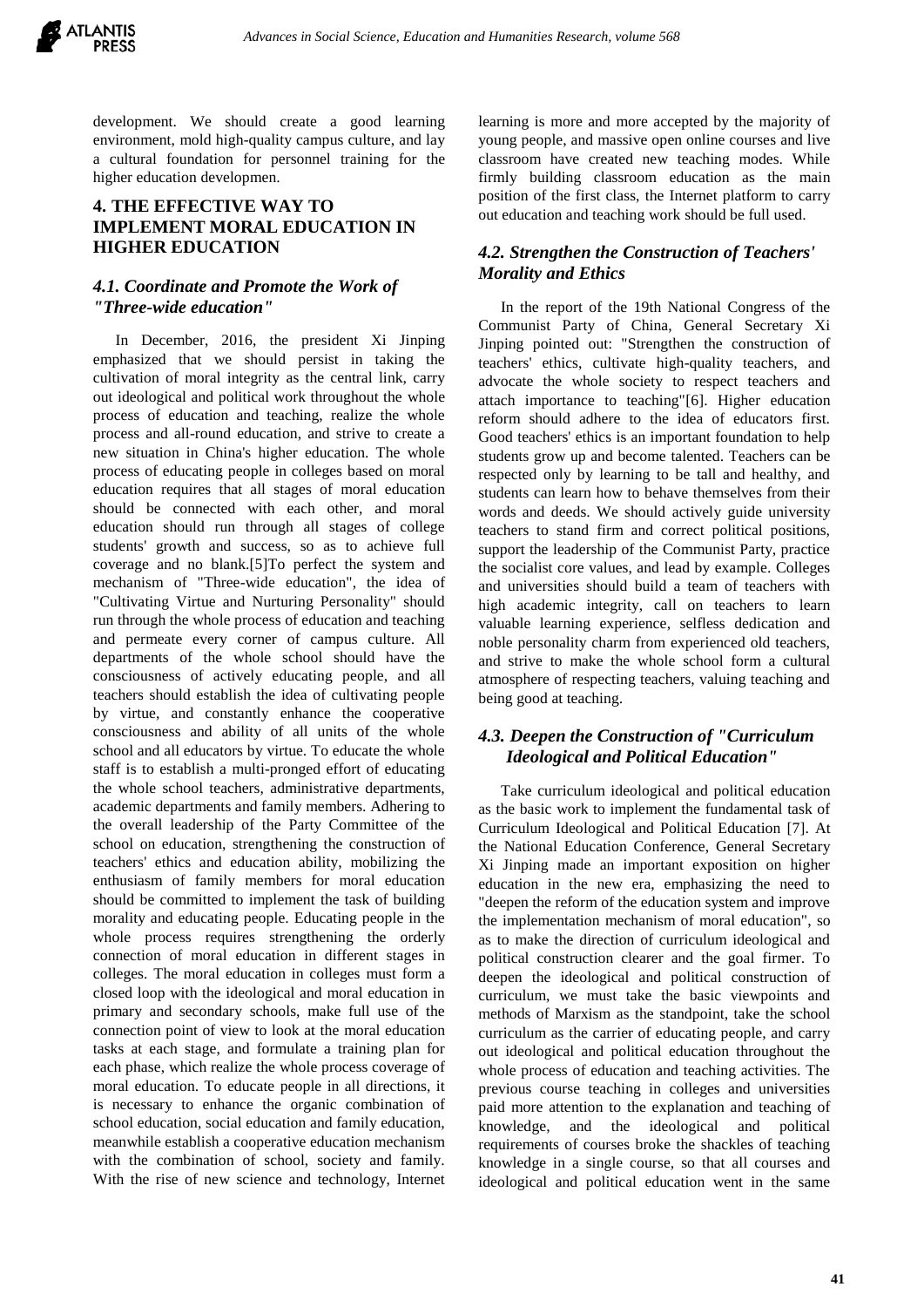development. We should create a good learning environment, mold high-quality campus culture, and lay a cultural foundation for personnel training for the higher education developmen.

## 4. THE EFFECTIVE WAY TO IMPLEMENT MORAL EDUCATION IN HIGHER EDUCATION

### *4.1. Coordinate and Promote the Work of "Three-wide education"*

In December, 2016, the president Xi Jinping emphasized that we should persist in taking the cultivation of moral integrity as the central link, carry out ideological and political work throughout the whole process of education and teaching, realize the whole process and all-round education, and strive to create a new situation in China's higher education. The whole process of educating people in colleges based on moral education requires that all stages of moral education should be connected with each other, and moral education should run through all stages of college students' growth and success, so as to achieve full coverage and no blank.[5]To perfect the system and mechanism of "Three-wide education", the idea of "Cultivating Virtue and Nurturing Personality" should run through the whole process of education and teaching and permeate every corner of campus culture. All departments of the whole school should have the consciousness of actively educating people, and all teachers should establish the idea of cultivating people by virtue, and constantly enhance the cooperative consciousness and ability of all units of the whole school and all educators by virtue. To educate the whole staff is to establish a multi-pronged effort of educating the whole school teachers, administrative departments, academic departments and family members. Adhering to the overall leadership of the Party Committee of the school on education, strengthening the construction of teachers' ethics and education ability, mobilizing the enthusiasm of family members for moral education should be committed to implement the task of building morality and educating people. Educating people in the whole process requires strengthening the orderly connection of moral education in different stages in colleges. The moral education in colleges must form a closed loop with the ideological and moral education in primary and secondary schools, make full use of the connection point of view to look at the moral education tasks at each stage, and formulate a training plan for each phase, which realize the whole process coverage of moral education. To educate people in all directions, it is necessary to enhance the organic combination of school education, social education and family education, meanwhile establish a cooperative education mechanism with the combination of school, society and family. With the rise of new science and technology, Internet learning is more and more accepted by the majority of young people, and massive open online courses and live classroom have created new teaching modes. While firmly building classroom education as the main position of the first class, the Internet platform to carry out education and teaching work should be full used.

### *4.2. Strengthen the Construction of Teachers' Morality and Ethics*

In the report of the 19th National Congress of the Communist Party of China, General Secretary Xi Jinping pointed out: "Strengthen the construction of teachers' ethics, cultivate high-quality teachers, and advocate the whole society to respect teachers and attach importance to teaching"[6]. Higher education reform should adhere to the idea of educators first. Good teachers' ethics is an important foundation to help students grow up and become talented. Teachers can be respected only by learning to be tall and healthy, and students can learn how to behave themselves from their words and deeds. We should actively guide university teachers to stand firm and correct political positions, support the leadership of the Communist Party, practice the socialist core values, and lead by example. Colleges and universities should build a team of teachers with high academic integrity, call on teachers to learn valuable learning experience, selfless dedication and noble personality charm from experienced old teachers, and strive to make the whole school form a cultural atmosphere of respecting teachers, valuing teaching and being good at teaching.

### *4.3. Deepen the Construction of "Curriculum Ideological and Political Education"*

Take curriculum ideological and political education as the basic work to implement the fundamental task of Curriculum Ideological and Political Education [7]. At the National Education Conference, General Secretary Xi Jinping made an important exposition on higher education in the new era, emphasizing the need to "deepen the reform of the education system and improve the implementation mechanism of moral education", so as to make the direction of curriculum ideological and political construction clearer and the goal firmer. To deepen the ideological and political construction of curriculum, we must take the basic viewpoints and methods of Marxism as the standpoint, take the school curriculum as the carrier of educating people, and carry out ideological and political education throughout the whole process of education and teaching activities. The previous course teaching in colleges and universities paid more attention to the explanation and teaching of knowledge, and the ideological and political requirements of courses broke the shackles of teaching knowledge in a single course, so that all courses and ideological and political education went in the same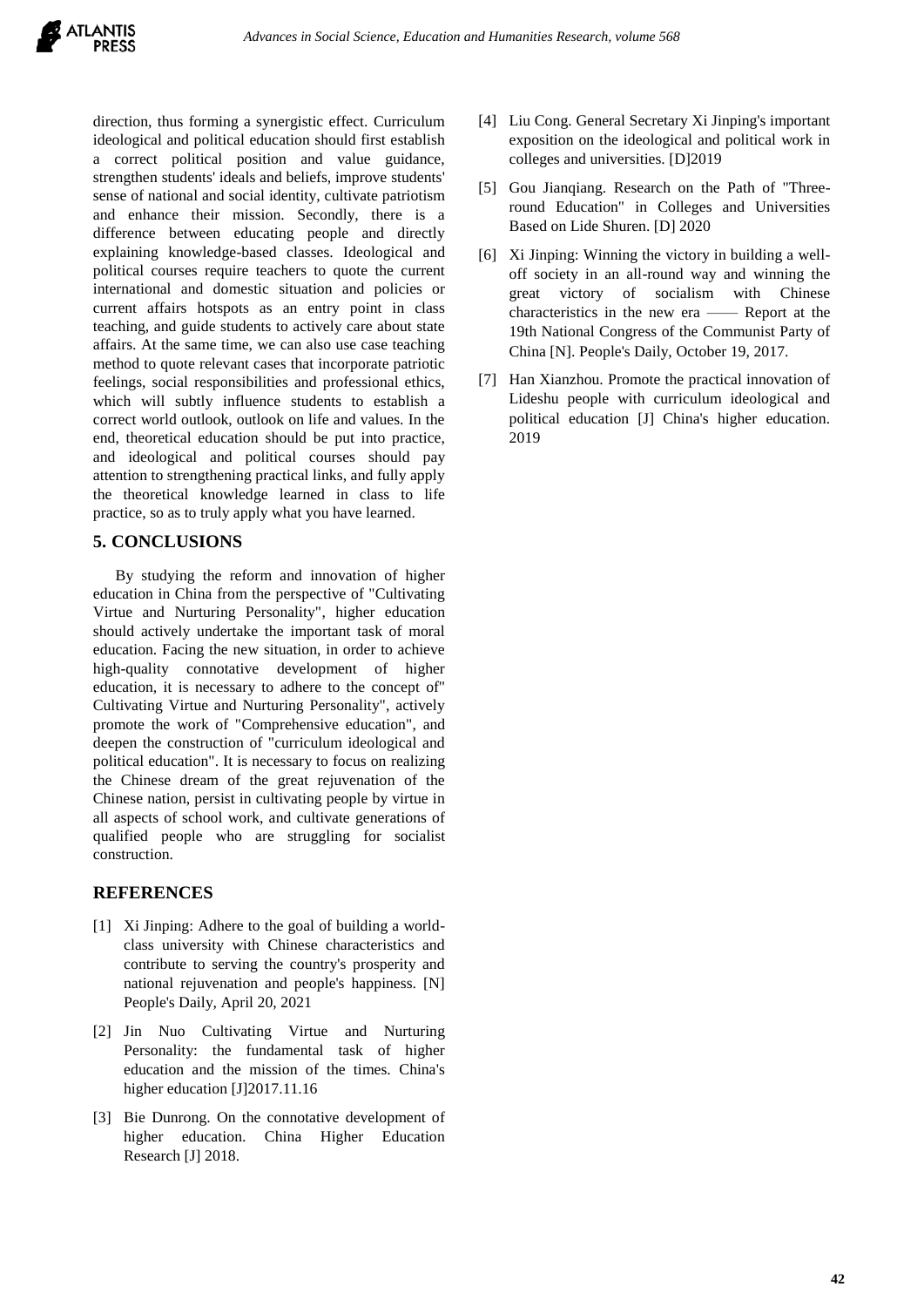direction, thus forming a synergistic effect. Curriculum ideological and political education should first establish a correct political position and value guidance, strengthen students' ideals and beliefs, improve students' sense of national and social identity, cultivate patriotism and enhance their mission. Secondly, there is a difference between educating people and directly explaining knowledge-based classes. Ideological and political courses require teachers to quote the current international and domestic situation and policies or current affairs hotspots as an entry point in class teaching, and guide students to actively care about state affairs. At the same time, we can also use case teaching method to quote relevant cases that incorporate patriotic feelings, social responsibilities and professional ethics, which will subtly influence students to establish a correct world outlook, outlook on life and values. In the end, theoretical education should be put into practice, and ideological and political courses should pay attention to strengthening practical links, and fully apply the theoretical knowledge learned in class to life practice, so as to truly apply what you have learned.

## 5. CONCLUSIONS

By studying the reform and innovation of higher education in China from the perspective of "Cultivating Virtue and Nurturing Personality", higher education should actively undertake the important task of moral education. Facing the new situation, in order to achieve high-quality connotative development of higher education, it is necessary to adhere to the concept of" Cultivating Virtue and Nurturing Personality", actively promote the work of "Comprehensive education", and deepen the construction of "curriculum ideological and political education". It is necessary to focus on realizing the Chinese dream of the great rejuvenation of the Chinese nation, persist in cultivating people by virtue in all aspects of school work, and cultivate generations of qualified people who are struggling for socialist construction.

## REFERENCES

[1] Xi Jinping: Adhere to the goal of building a world-class university with Chinese characteristics and contribute to serving the country's prosperity and national rejuvenation and people's happiness. [N] People's Daily, April 20, 2021

[2] Jin Nuo Cultivating Virtue and Nurturing Personality: the fundamental task of higher education and the mission of the times. China's higher education [J]2017.11.16

[3] Bie Dunrong. On the connotative development of higher education. China Higher Education Research [J] 2018.

[4] Liu Cong. General Secretary Xi Jinping's important exposition on the ideological and political work in colleges and universities. [D]2019

[5] Gou Jianqiang. Research on the Path of "Three-round Education" in Colleges and Universities Based on Lide Shuren. [D] 2020

[6] Xi Jinping: Winning the victory in building a well-off society in an all-round way and winning the great victory of socialism with Chinese characteristics in the new era —— Report at the 19th National Congress of the Communist Party of China [N]. People's Daily, October 19, 2017.

[7] Han Xianzhou. Promote the practical innovation of Lideshu people with curriculum ideological and political education [J] China's higher education. 2019